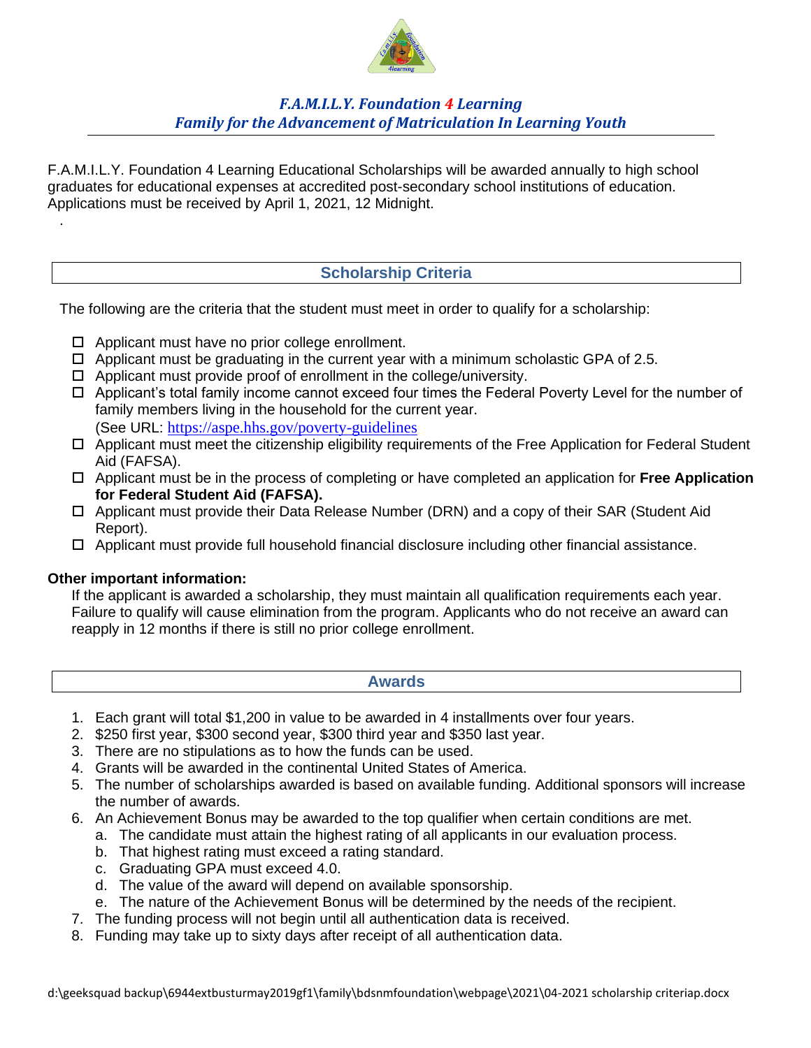# *F.A.M.I.L.Y. Foundation 4 Learning*
## *Family for the Advancement of Matriculation In Learning Youth*

F.A.M.I.L.Y. Foundation 4 Learning Educational Scholarships will be awarded annually to high school graduates for educational expenses at accredited post-secondary school institutions of education. Applications must be received by April 1, 2021, 12 Midnight.

.

## Scholarship Criteria

The following are the criteria that the student must meet in order to qualify for a scholarship:

- ☐ Applicant must have no prior college enrollment.
- ☐ Applicant must be graduating in the current year with a minimum scholastic GPA of 2.5.
- ☐ Applicant must provide proof of enrollment in the college/university.
- ☐ Applicant's total family income cannot exceed four times the Federal Poverty Level for the number of family members living in the household for the current year. (See URL: https://aspe.hhs.gov/poverty-guidelines
- ☐ Applicant must meet the citizenship eligibility requirements of the Free Application for Federal Student Aid (FAFSA).
- ☐ Applicant must be in the process of completing or have completed an application for **Free Application for Federal Student Aid (FAFSA).**
- ☐ Applicant must provide their Data Release Number (DRN) and a copy of their SAR (Student Aid Report).
- ☐ Applicant must provide full household financial disclosure including other financial assistance.

**Other important information:**

If the applicant is awarded a scholarship, they must maintain all qualification requirements each year. Failure to qualify will cause elimination from the program. Applicants who do not receive an award can reapply in 12 months if there is still no prior college enrollment.

## Awards

1. Each grant will total $1,200 in value to be awarded in 4 installments over four years.
2. $250 first year, $300 second year, $300 third year and $350 last year.
3. There are no stipulations as to how the funds can be used.
4. Grants will be awarded in the continental United States of America.
5. The number of scholarships awarded is based on available funding. Additional sponsors will increase the number of awards.
6. An Achievement Bonus may be awarded to the top qualifier when certain conditions are met.
   a. The candidate must attain the highest rating of all applicants in our evaluation process.
   b. That highest rating must exceed a rating standard.
   c. Graduating GPA must exceed 4.0.
   d. The value of the award will depend on available sponsorship.
   e. The nature of the Achievement Bonus will be determined by the needs of the recipient.
7. The funding process will not begin until all authentication data is received.
8. Funding may take up to sixty days after receipt of all authentication data.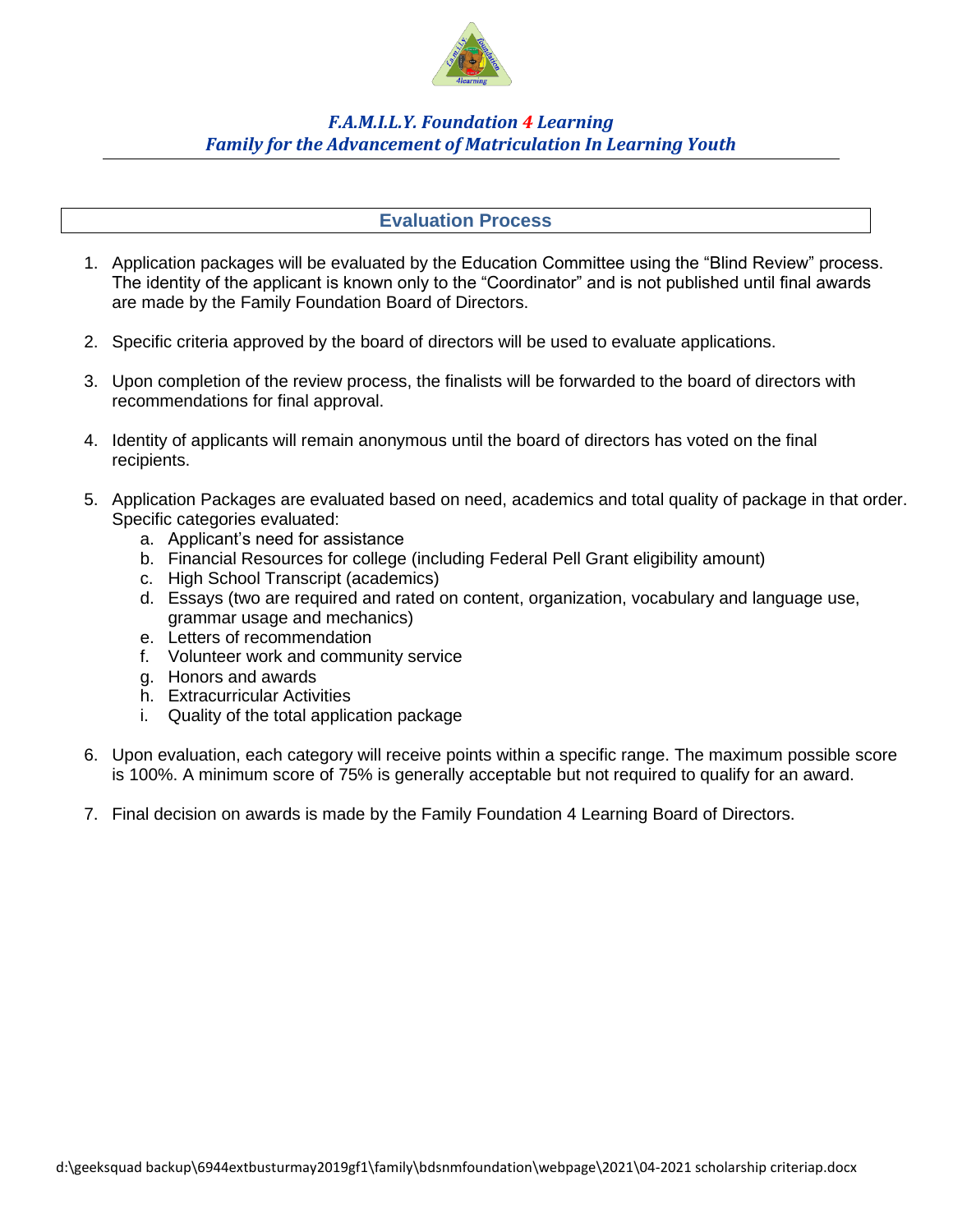***F.A.M.I.L.Y. Foundation 4 Learning***
***Family for the Advancement of Matriculation In Learning Youth***

## Evaluation Process

1. Application packages will be evaluated by the Education Committee using the "Blind Review" process. The identity of the applicant is known only to the "Coordinator" and is not published until final awards are made by the Family Foundation Board of Directors.

2. Specific criteria approved by the board of directors will be used to evaluate applications.

3. Upon completion of the review process, the finalists will be forwarded to the board of directors with recommendations for final approval.

4. Identity of applicants will remain anonymous until the board of directors has voted on the final recipients.

5. Application Packages are evaluated based on need, academics and total quality of package in that order. Specific categories evaluated:
   a. Applicant's need for assistance
   b. Financial Resources for college (including Federal Pell Grant eligibility amount)
   c. High School Transcript (academics)
   d. Essays (two are required and rated on content, organization, vocabulary and language use, grammar usage and mechanics)
   e. Letters of recommendation
   f. Volunteer work and community service
   g. Honors and awards
   h. Extracurricular Activities
   i. Quality of the total application package

6. Upon evaluation, each category will receive points within a specific range. The maximum possible score is 100%. A minimum score of 75% is generally acceptable but not required to qualify for an award.

7. Final decision on awards is made by the Family Foundation 4 Learning Board of Directors.